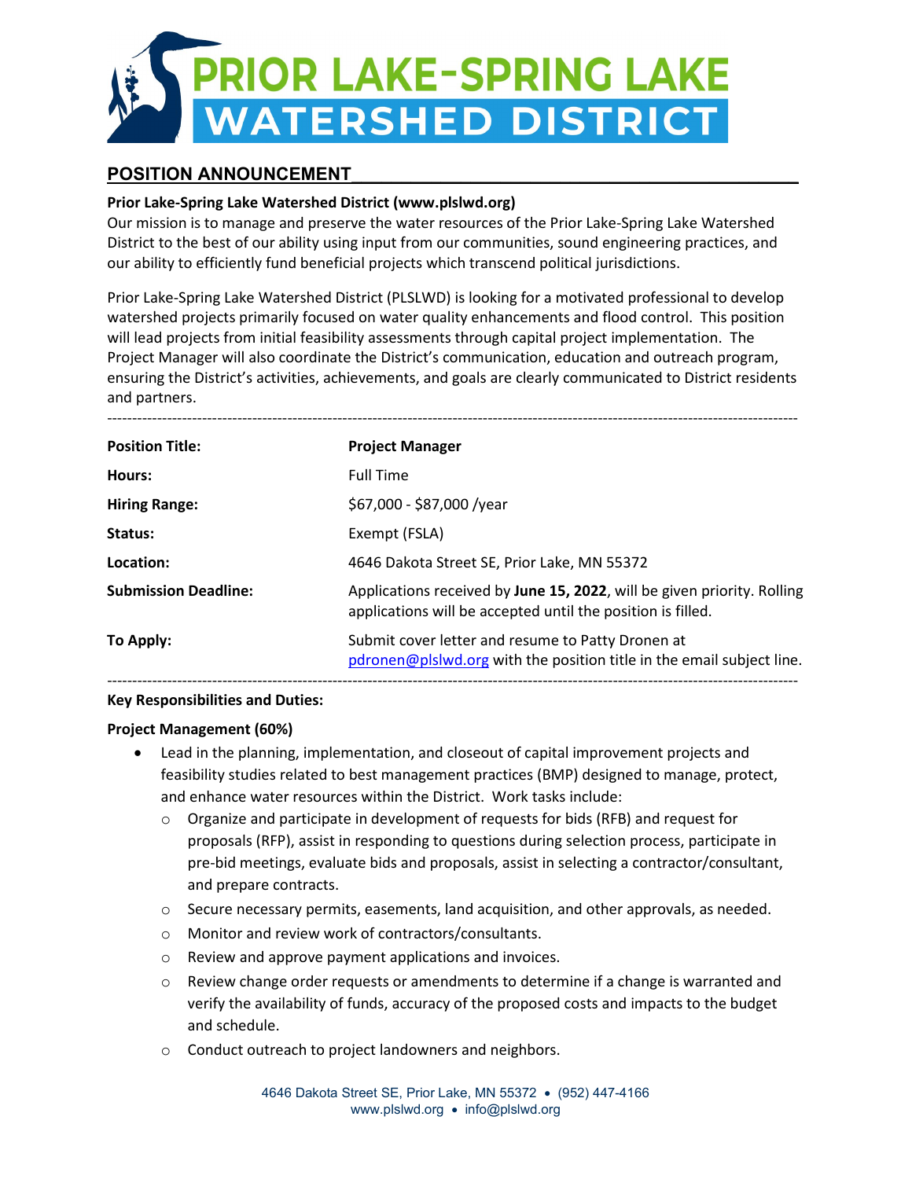# PRIOR LAKE-SPRING LAKE WATERSHED DISTRICT

## POSITION ANNOUNCEMENT

**Prior Lake-Spring Lake Watershed District (www.plslwd.org)**

Our mission is to manage and preserve the water resources of the Prior Lake-Spring Lake Watershed District to the best of our ability using input from our communities, sound engineering practices, and our ability to efficiently fund beneficial projects which transcend political jurisdictions.

Prior Lake-Spring Lake Watershed District (PLSLWD) is looking for a motivated professional to develop watershed projects primarily focused on water quality enhancements and flood control. This position will lead projects from initial feasibility assessments through capital project implementation. The Project Manager will also coordinate the District's communication, education and outreach program, ensuring the District's activities, achievements, and goals are clearly communicated to District residents and partners.

---

| | |
|---|---|
| **Position Title:** | **Project Manager** |
| **Hours:** | Full Time |
| **Hiring Range:** | $67,000 - $87,000 /year |
| **Status:** | Exempt (FSLA) |
| **Location:** | 4646 Dakota Street SE, Prior Lake, MN 55372 |
| **Submission Deadline:** | Applications received by **June 15, 2022**, will be given priority. Rolling applications will be accepted until the position is filled. |
| **To Apply:** | Submit cover letter and resume to Patty Dronen at pdronen@plslwd.org with the position title in the email subject line. |

---

**Key Responsibilities and Duties:**

**Project Management (60%)**

- Lead in the planning, implementation, and closeout of capital improvement projects and feasibility studies related to best management practices (BMP) designed to manage, protect, and enhance water resources within the District. Work tasks include:
  - Organize and participate in development of requests for bids (RFB) and request for proposals (RFP), assist in responding to questions during selection process, participate in pre-bid meetings, evaluate bids and proposals, assist in selecting a contractor/consultant, and prepare contracts.
  - Secure necessary permits, easements, land acquisition, and other approvals, as needed.
  - Monitor and review work of contractors/consultants.
  - Review and approve payment applications and invoices.
  - Review change order requests or amendments to determine if a change is warranted and verify the availability of funds, accuracy of the proposed costs and impacts to the budget and schedule.
  - Conduct outreach to project landowners and neighbors.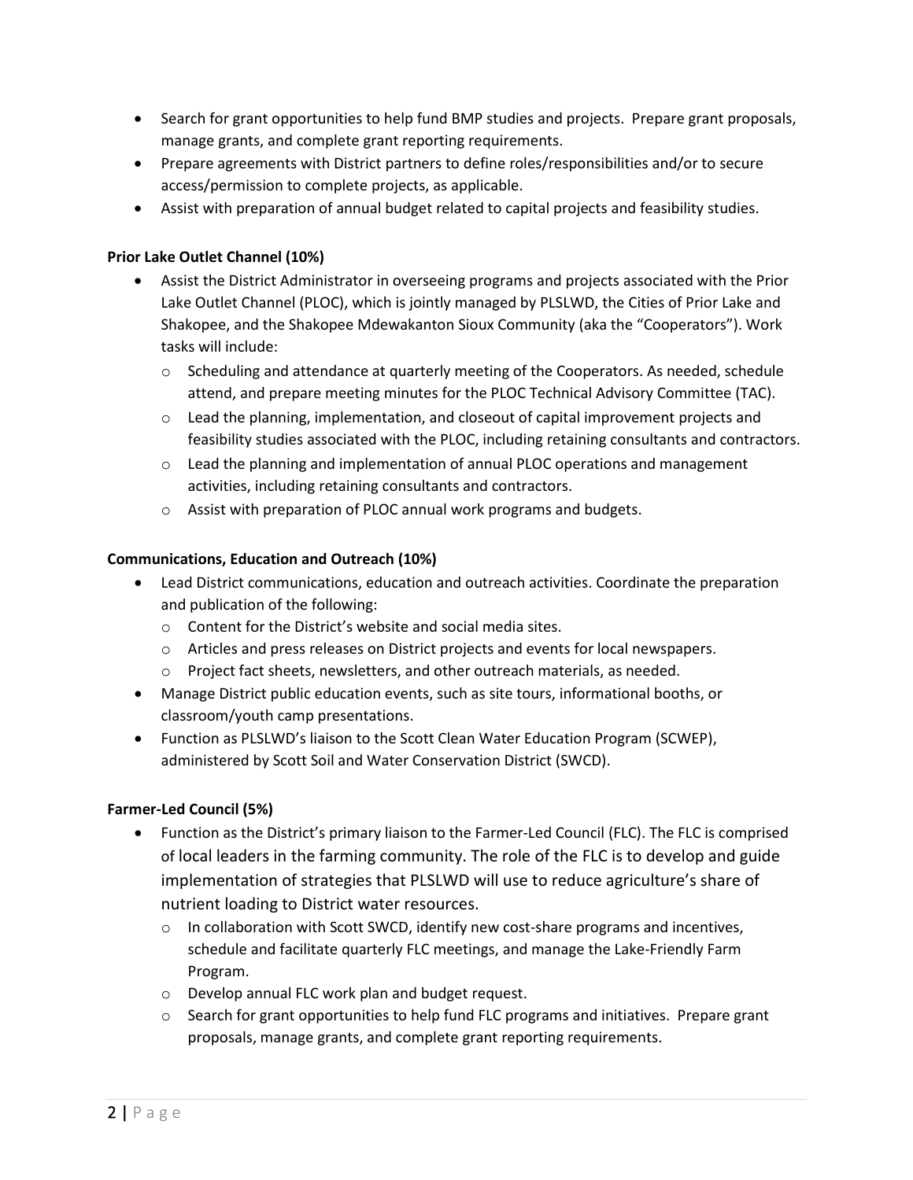- Search for grant opportunities to help fund BMP studies and projects. Prepare grant proposals, manage grants, and complete grant reporting requirements.
- Prepare agreements with District partners to define roles/responsibilities and/or to secure access/permission to complete projects, as applicable.
- Assist with preparation of annual budget related to capital projects and feasibility studies.

**Prior Lake Outlet Channel (10%)**

- Assist the District Administrator in overseeing programs and projects associated with the Prior Lake Outlet Channel (PLOC), which is jointly managed by PLSLWD, the Cities of Prior Lake and Shakopee, and the Shakopee Mdewakanton Sioux Community (aka the "Cooperators"). Work tasks will include:
  - Scheduling and attendance at quarterly meeting of the Cooperators. As needed, schedule attend, and prepare meeting minutes for the PLOC Technical Advisory Committee (TAC).
  - Lead the planning, implementation, and closeout of capital improvement projects and feasibility studies associated with the PLOC, including retaining consultants and contractors.
  - Lead the planning and implementation of annual PLOC operations and management activities, including retaining consultants and contractors.
  - Assist with preparation of PLOC annual work programs and budgets.

**Communications, Education and Outreach (10%)**

- Lead District communications, education and outreach activities. Coordinate the preparation and publication of the following:
  - Content for the District's website and social media sites.
  - Articles and press releases on District projects and events for local newspapers.
  - Project fact sheets, newsletters, and other outreach materials, as needed.
- Manage District public education events, such as site tours, informational booths, or classroom/youth camp presentations.
- Function as PLSLWD's liaison to the Scott Clean Water Education Program (SCWEP), administered by Scott Soil and Water Conservation District (SWCD).

**Farmer-Led Council (5%)**

- Function as the District's primary liaison to the Farmer-Led Council (FLC). The FLC is comprised of local leaders in the farming community. The role of the FLC is to develop and guide implementation of strategies that PLSLWD will use to reduce agriculture's share of nutrient loading to District water resources.
  - In collaboration with Scott SWCD, identify new cost-share programs and incentives, schedule and facilitate quarterly FLC meetings, and manage the Lake-Friendly Farm Program.
  - Develop annual FLC work plan and budget request.
  - Search for grant opportunities to help fund FLC programs and initiatives. Prepare grant proposals, manage grants, and complete grant reporting requirements.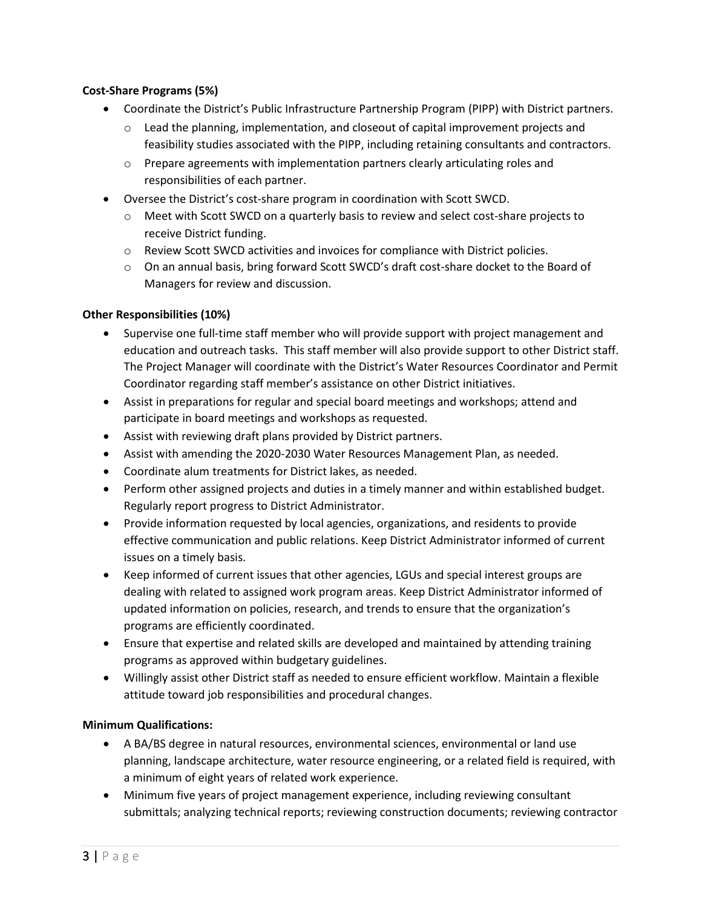**Cost-Share Programs (5%)**

- Coordinate the District's Public Infrastructure Partnership Program (PIPP) with District partners.
  - Lead the planning, implementation, and closeout of capital improvement projects and feasibility studies associated with the PIPP, including retaining consultants and contractors.
  - Prepare agreements with implementation partners clearly articulating roles and responsibilities of each partner.
- Oversee the District's cost-share program in coordination with Scott SWCD.
  - Meet with Scott SWCD on a quarterly basis to review and select cost-share projects to receive District funding.
  - Review Scott SWCD activities and invoices for compliance with District policies.
  - On an annual basis, bring forward Scott SWCD's draft cost-share docket to the Board of Managers for review and discussion.

**Other Responsibilities (10%)**

- Supervise one full-time staff member who will provide support with project management and education and outreach tasks. This staff member will also provide support to other District staff. The Project Manager will coordinate with the District's Water Resources Coordinator and Permit Coordinator regarding staff member's assistance on other District initiatives.
- Assist in preparations for regular and special board meetings and workshops; attend and participate in board meetings and workshops as requested.
- Assist with reviewing draft plans provided by District partners.
- Assist with amending the 2020-2030 Water Resources Management Plan, as needed.
- Coordinate alum treatments for District lakes, as needed.
- Perform other assigned projects and duties in a timely manner and within established budget. Regularly report progress to District Administrator.
- Provide information requested by local agencies, organizations, and residents to provide effective communication and public relations. Keep District Administrator informed of current issues on a timely basis.
- Keep informed of current issues that other agencies, LGUs and special interest groups are dealing with related to assigned work program areas. Keep District Administrator informed of updated information on policies, research, and trends to ensure that the organization's programs are efficiently coordinated.
- Ensure that expertise and related skills are developed and maintained by attending training programs as approved within budgetary guidelines.
- Willingly assist other District staff as needed to ensure efficient workflow. Maintain a flexible attitude toward job responsibilities and procedural changes.

**Minimum Qualifications:**

- A BA/BS degree in natural resources, environmental sciences, environmental or land use planning, landscape architecture, water resource engineering, or a related field is required, with a minimum of eight years of related work experience.
- Minimum five years of project management experience, including reviewing consultant submittals; analyzing technical reports; reviewing construction documents; reviewing contractor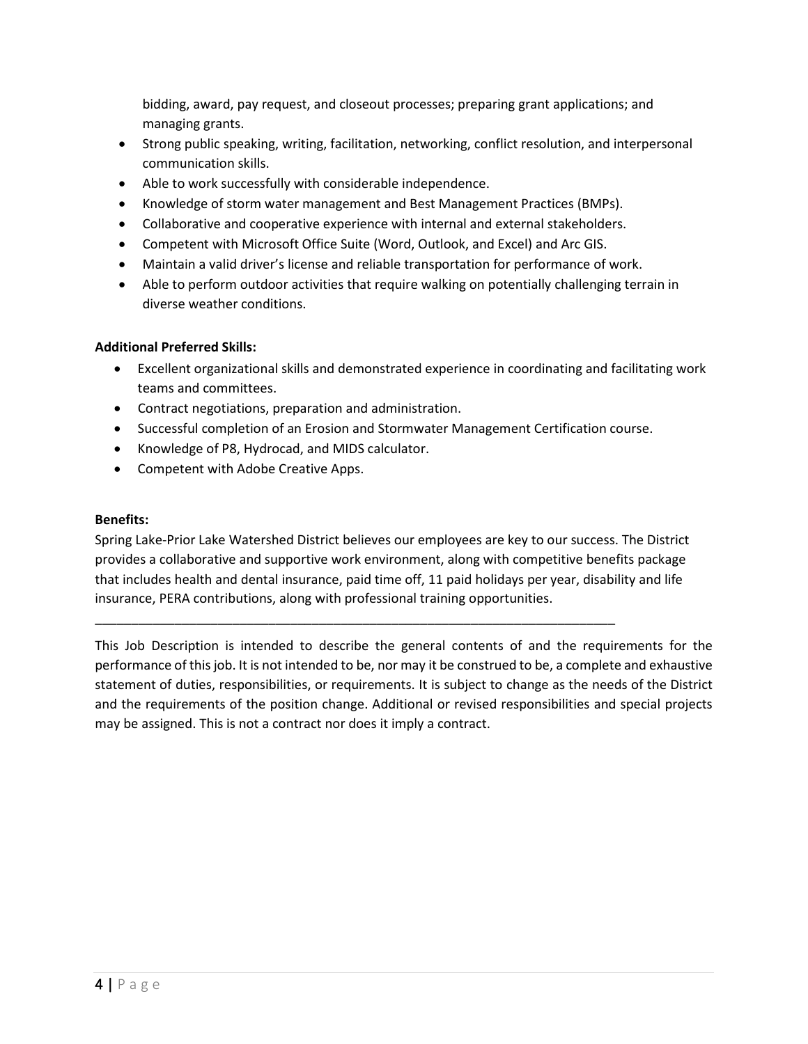bidding, award, pay request, and closeout processes; preparing grant applications; and managing grants.

- Strong public speaking, writing, facilitation, networking, conflict resolution, and interpersonal communication skills.
- Able to work successfully with considerable independence.
- Knowledge of storm water management and Best Management Practices (BMPs).
- Collaborative and cooperative experience with internal and external stakeholders.
- Competent with Microsoft Office Suite (Word, Outlook, and Excel) and Arc GIS.
- Maintain a valid driver's license and reliable transportation for performance of work.
- Able to perform outdoor activities that require walking on potentially challenging terrain in diverse weather conditions.

**Additional Preferred Skills:**

- Excellent organizational skills and demonstrated experience in coordinating and facilitating work teams and committees.
- Contract negotiations, preparation and administration.
- Successful completion of an Erosion and Stormwater Management Certification course.
- Knowledge of P8, Hydrocad, and MIDS calculator.
- Competent with Adobe Creative Apps.

**Benefits:**

Spring Lake-Prior Lake Watershed District believes our employees are key to our success. The District provides a collaborative and supportive work environment, along with competitive benefits package that includes health and dental insurance, paid time off, 11 paid holidays per year, disability and life insurance, PERA contributions, along with professional training opportunities.

---

This Job Description is intended to describe the general contents of and the requirements for the performance of this job. It is not intended to be, nor may it be construed to be, a complete and exhaustive statement of duties, responsibilities, or requirements. It is subject to change as the needs of the District and the requirements of the position change. Additional or revised responsibilities and special projects may be assigned. This is not a contract nor does it imply a contract.